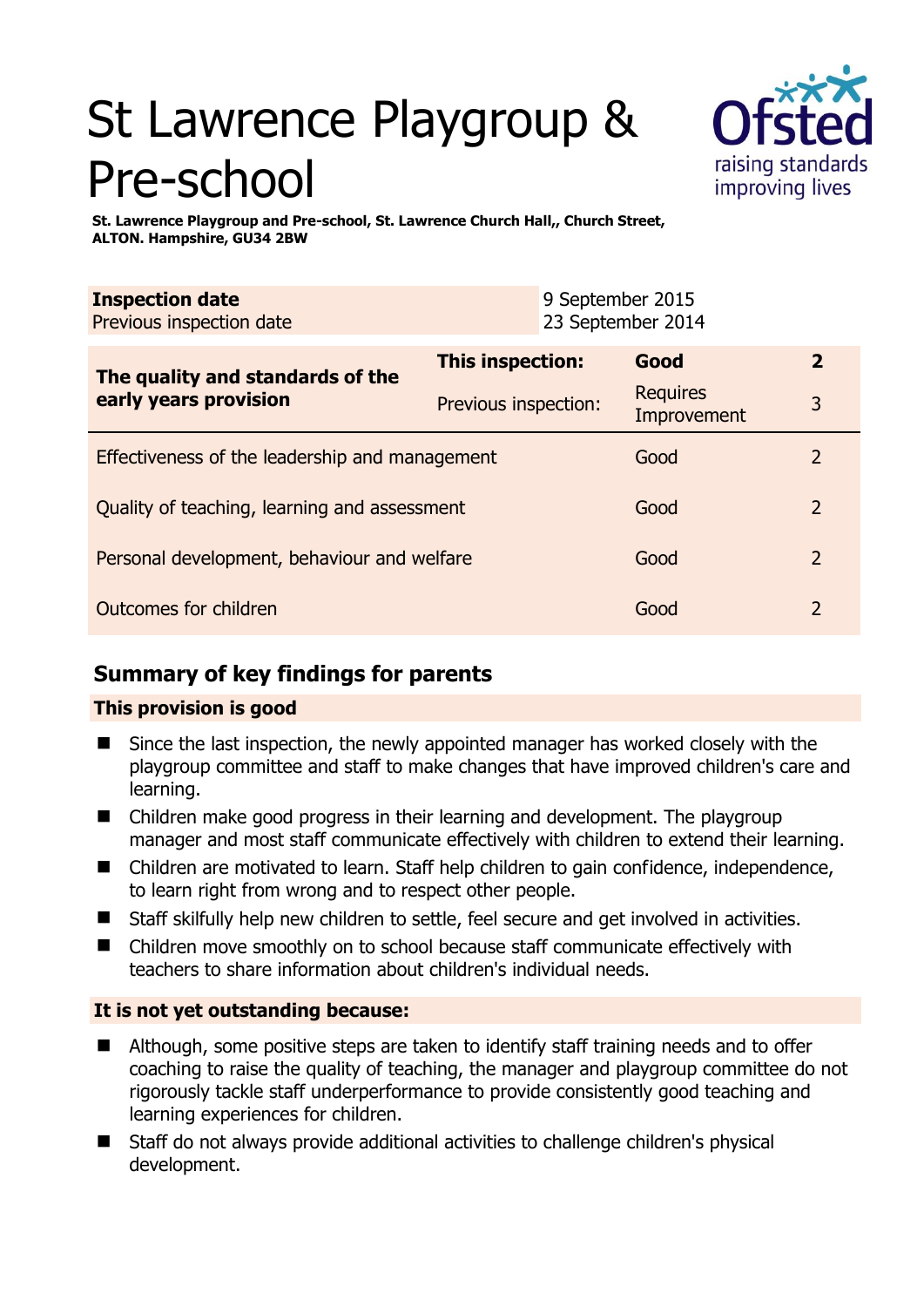# St Lawrence Playgroup & Pre-school

**St. Lawrence Playgroup and Pre-school, St. Lawrence Church Hall,, Church Street, ALTON. Hampshire, GU34 2BW**

| **Inspection date** | 9 September 2015 |
|---|---|
| Previous inspection date | 23 September 2014 |

| **The quality and standards of the early years provision** | **This inspection:** | **Good** | **2** |
|---|---|---|---|
| | Previous inspection: | Requires Improvement | 3 |
| Effectiveness of the leadership and management | | Good | 2 |
| Quality of teaching, learning and assessment | | Good | 2 |
| Personal development, behaviour and welfare | | Good | 2 |
| Outcomes for children | | Good | 2 |

## Summary of key findings for parents

### This provision is good

- Since the last inspection, the newly appointed manager has worked closely with the playgroup committee and staff to make changes that have improved children's care and learning.
- Children make good progress in their learning and development. The playgroup manager and most staff communicate effectively with children to extend their learning.
- Children are motivated to learn. Staff help children to gain confidence, independence, to learn right from wrong and to respect other people.
- Staff skilfully help new children to settle, feel secure and get involved in activities.
- Children move smoothly on to school because staff communicate effectively with teachers to share information about children's individual needs.

### It is not yet outstanding because:

- Although, some positive steps are taken to identify staff training needs and to offer coaching to raise the quality of teaching, the manager and playgroup committee do not rigorously tackle staff underperformance to provide consistently good teaching and learning experiences for children.
- Staff do not always provide additional activities to challenge children's physical development.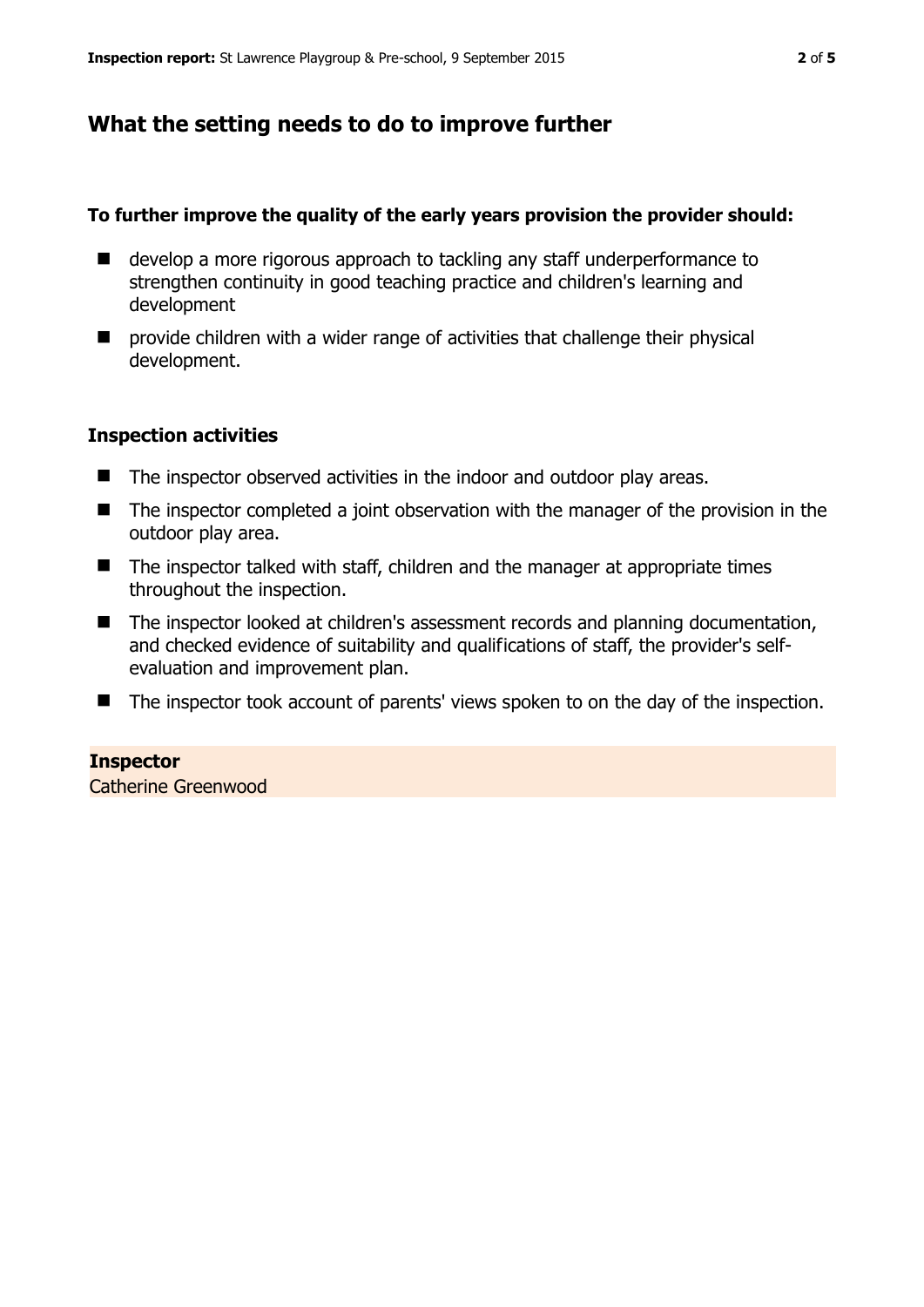## What the setting needs to do to improve further

**To further improve the quality of the early years provision the provider should:**

- develop a more rigorous approach to tackling any staff underperformance to strengthen continuity in good teaching practice and children's learning and development
- provide children with a wider range of activities that challenge their physical development.

### Inspection activities

- The inspector observed activities in the indoor and outdoor play areas.
- The inspector completed a joint observation with the manager of the provision in the outdoor play area.
- The inspector talked with staff, children and the manager at appropriate times throughout the inspection.
- The inspector looked at children's assessment records and planning documentation, and checked evidence of suitability and qualifications of staff, the provider's self-evaluation and improvement plan.
- The inspector took account of parents' views spoken to on the day of the inspection.

**Inspector**
Catherine Greenwood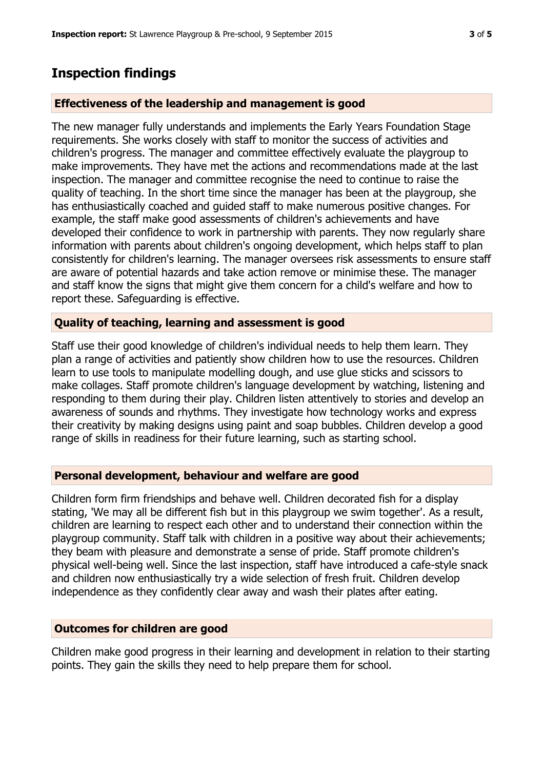# Inspection findings

### Effectiveness of the leadership and management is good

The new manager fully understands and implements the Early Years Foundation Stage requirements. She works closely with staff to monitor the success of activities and children's progress. The manager and committee effectively evaluate the playgroup to make improvements. They have met the actions and recommendations made at the last inspection. The manager and committee recognise the need to continue to raise the quality of teaching. In the short time since the manager has been at the playgroup, she has enthusiastically coached and guided staff to make numerous positive changes. For example, the staff make good assessments of children's achievements and have developed their confidence to work in partnership with parents. They now regularly share information with parents about children's ongoing development, which helps staff to plan consistently for children's learning. The manager oversees risk assessments to ensure staff are aware of potential hazards and take action remove or minimise these. The manager and staff know the signs that might give them concern for a child's welfare and how to report these. Safeguarding is effective.

### Quality of teaching, learning and assessment is good

Staff use their good knowledge of children's individual needs to help them learn. They plan a range of activities and patiently show children how to use the resources. Children learn to use tools to manipulate modelling dough, and use glue sticks and scissors to make collages. Staff promote children's language development by watching, listening and responding to them during their play. Children listen attentively to stories and develop an awareness of sounds and rhythms. They investigate how technology works and express their creativity by making designs using paint and soap bubbles. Children develop a good range of skills in readiness for their future learning, such as starting school.

### Personal development, behaviour and welfare are good

Children form firm friendships and behave well. Children decorated fish for a display stating, 'We may all be different fish but in this playgroup we swim together'. As a result, children are learning to respect each other and to understand their connection within the playgroup community. Staff talk with children in a positive way about their achievements; they beam with pleasure and demonstrate a sense of pride. Staff promote children's physical well-being well. Since the last inspection, staff have introduced a cafe-style snack and children now enthusiastically try a wide selection of fresh fruit. Children develop independence as they confidently clear away and wash their plates after eating.

### Outcomes for children are good

Children make good progress in their learning and development in relation to their starting points. They gain the skills they need to help prepare them for school.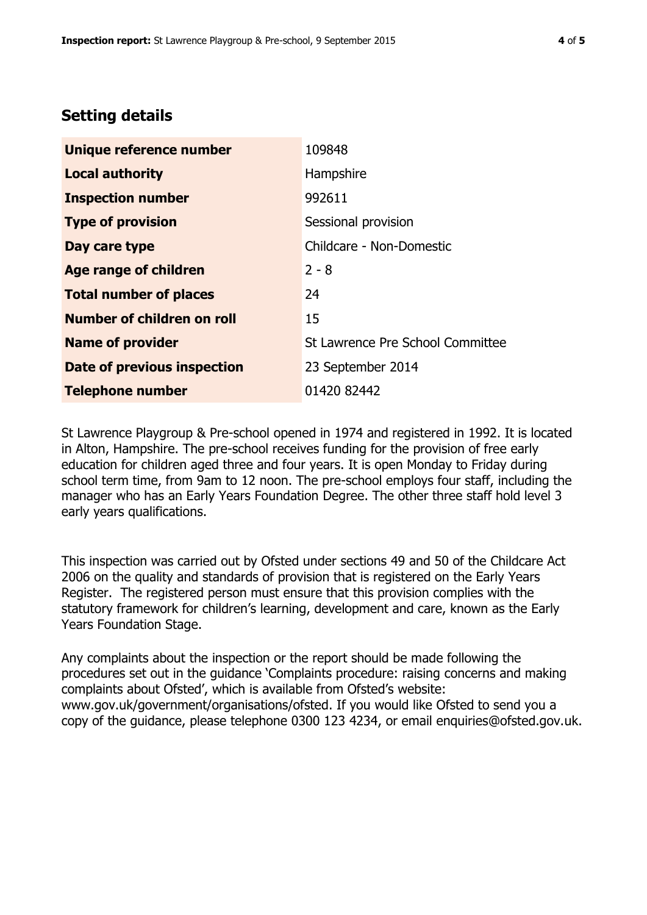## Setting details

| | |
|---|---|
| **Unique reference number** | 109848 |
| **Local authority** | Hampshire |
| **Inspection number** | 992611 |
| **Type of provision** | Sessional provision |
| **Day care type** | Childcare - Non-Domestic |
| **Age range of children** | 2 - 8 |
| **Total number of places** | 24 |
| **Number of children on roll** | 15 |
| **Name of provider** | St Lawrence Pre School Committee |
| **Date of previous inspection** | 23 September 2014 |
| **Telephone number** | 01420 82442 |

St Lawrence Playgroup & Pre-school opened in 1974 and registered in 1992. It is located in Alton, Hampshire. The pre-school receives funding for the provision of free early education for children aged three and four years. It is open Monday to Friday during school term time, from 9am to 12 noon. The pre-school employs four staff, including the manager who has an Early Years Foundation Degree. The other three staff hold level 3 early years qualifications.

This inspection was carried out by Ofsted under sections 49 and 50 of the Childcare Act 2006 on the quality and standards of provision that is registered on the Early Years Register. The registered person must ensure that this provision complies with the statutory framework for children's learning, development and care, known as the Early Years Foundation Stage.

Any complaints about the inspection or the report should be made following the procedures set out in the guidance 'Complaints procedure: raising concerns and making complaints about Ofsted', which is available from Ofsted's website: www.gov.uk/government/organisations/ofsted. If you would like Ofsted to send you a copy of the guidance, please telephone 0300 123 4234, or email enquiries@ofsted.gov.uk.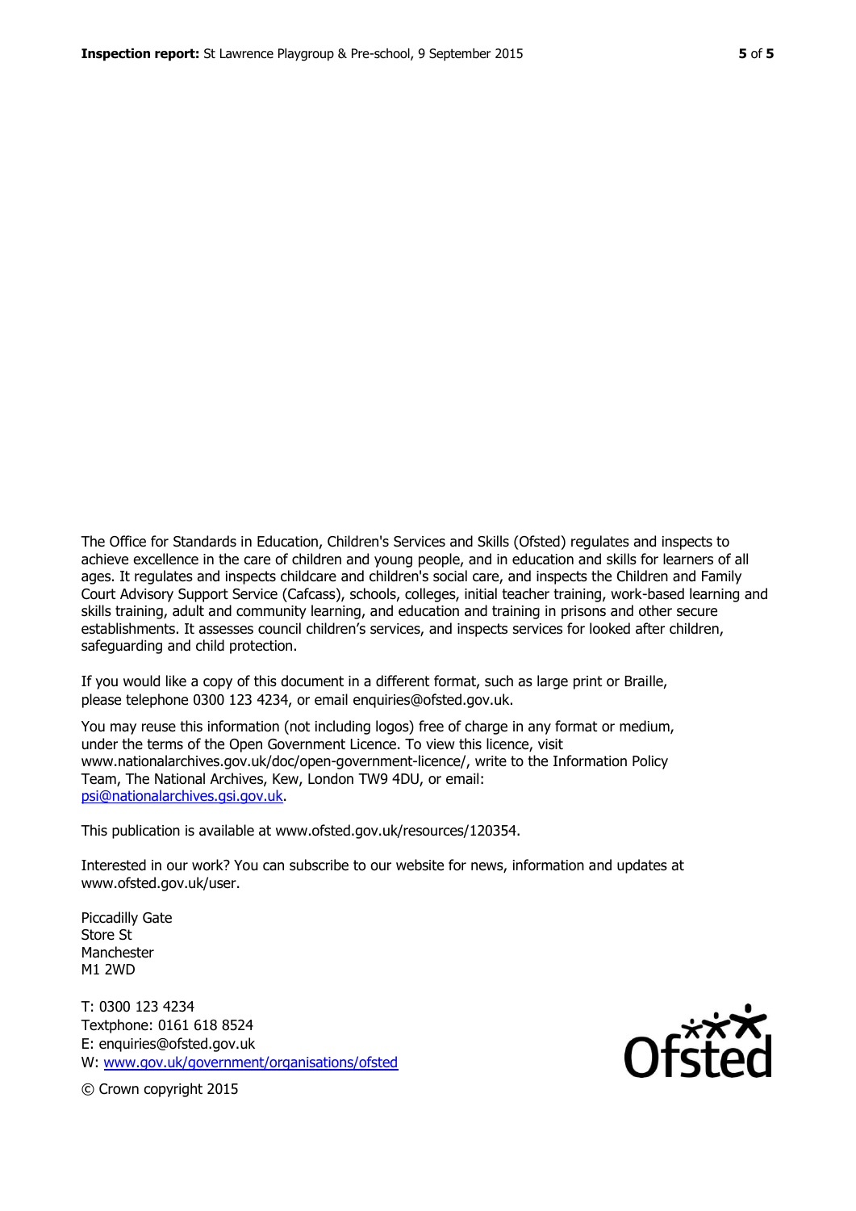The Office for Standards in Education, Children's Services and Skills (Ofsted) regulates and inspects to achieve excellence in the care of children and young people, and in education and skills for learners of all ages. It regulates and inspects childcare and children's social care, and inspects the Children and Family Court Advisory Support Service (Cafcass), schools, colleges, initial teacher training, work-based learning and skills training, adult and community learning, and education and training in prisons and other secure establishments. It assesses council children's services, and inspects services for looked after children, safeguarding and child protection.

If you would like a copy of this document in a different format, such as large print or Braille, please telephone 0300 123 4234, or email enquiries@ofsted.gov.uk.

You may reuse this information (not including logos) free of charge in any format or medium, under the terms of the Open Government Licence. To view this licence, visit www.nationalarchives.gov.uk/doc/open-government-licence/, write to the Information Policy Team, The National Archives, Kew, London TW9 4DU, or email: psi@nationalarchives.gsi.gov.uk.

This publication is available at www.ofsted.gov.uk/resources/120354.

Interested in our work? You can subscribe to our website for news, information and updates at www.ofsted.gov.uk/user.

Piccadilly Gate
Store St
Manchester
M1 2WD

T: 0300 123 4234
Textphone: 0161 618 8524
E: enquiries@ofsted.gov.uk
W: www.gov.uk/government/organisations/ofsted

© Crown copyright 2015